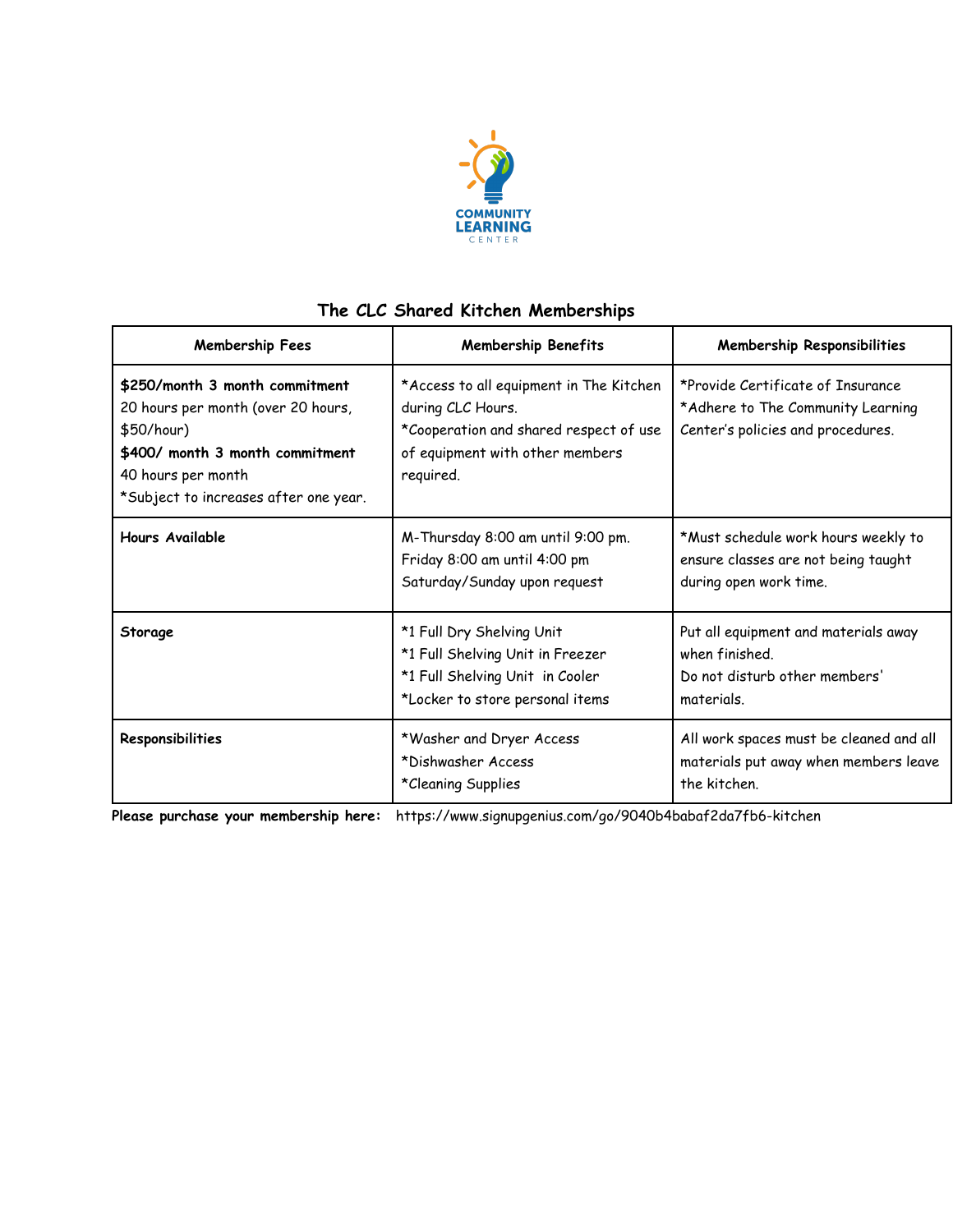COMMUNITY LEARNING CENTER

## The CLC Shared Kitchen Memberships

| Membership Fees | Membership Benefits | Membership Responsibilities |
|---|---|---|
| **$250/month 3 month commitment**<br>20 hours per month (over 20 hours, $50/hour)<br>**$400/ month 3 month commitment**<br>40 hours per month<br>*Subject to increases after one year. | *Access to all equipment in The Kitchen during CLC Hours.<br>*Cooperation and shared respect of use of equipment with other members required. | *Provide Certificate of Insurance<br>*Adhere to The Community Learning Center's policies and procedures. |
| **Hours Available** | M-Thursday 8:00 am until 9:00 pm.<br>Friday 8:00 am until 4:00 pm<br>Saturday/Sunday upon request | *Must schedule work hours weekly to ensure classes are not being taught during open work time. |
| **Storage** | *1 Full Dry Shelving Unit<br>*1 Full Shelving Unit in Freezer<br>*1 Full Shelving Unit in Cooler<br>*Locker to store personal items | Put all equipment and materials away when finished.<br>Do not disturb other members' materials. |
| **Responsibilities** | *Washer and Dryer Access<br>*Dishwasher Access<br>*Cleaning Supplies | All work spaces must be cleaned and all materials put away when members leave the kitchen. |

**Please purchase your membership here:** https://www.signupgenius.com/go/9040b4babaf2da7fb6-kitchen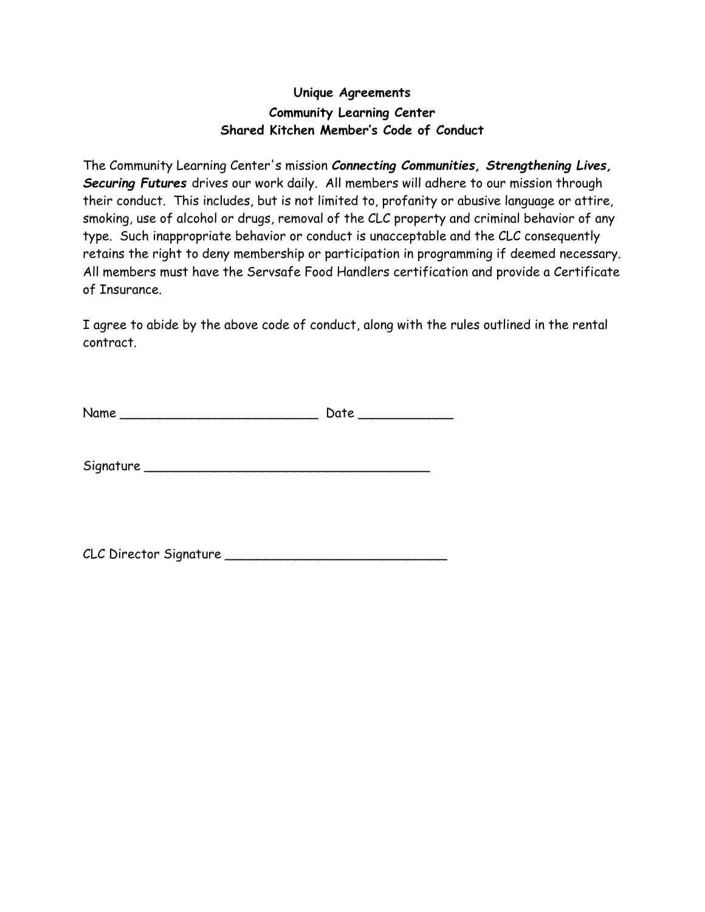**Unique Agreements**

**Community Learning Center**

**Shared Kitchen Member's Code of Conduct**

The Community Learning Center's mission ***Connecting Communities, Strengthening Lives, Securing Futures*** drives our work daily. All members will adhere to our mission through their conduct. This includes, but is not limited to, profanity or abusive language or attire, smoking, use of alcohol or drugs, removal of the CLC property and criminal behavior of any type. Such inappropriate behavior or conduct is unacceptable and the CLC consequently retains the right to deny membership or participation in programming if deemed necessary. All members must have the Servsafe Food Handlers certification and provide a Certificate of Insurance.

I agree to abide by the above code of conduct, along with the rules outlined in the rental contract.

Name ___________________________ Date ____________

Signature ______________________________________

CLC Director Signature _____________________________